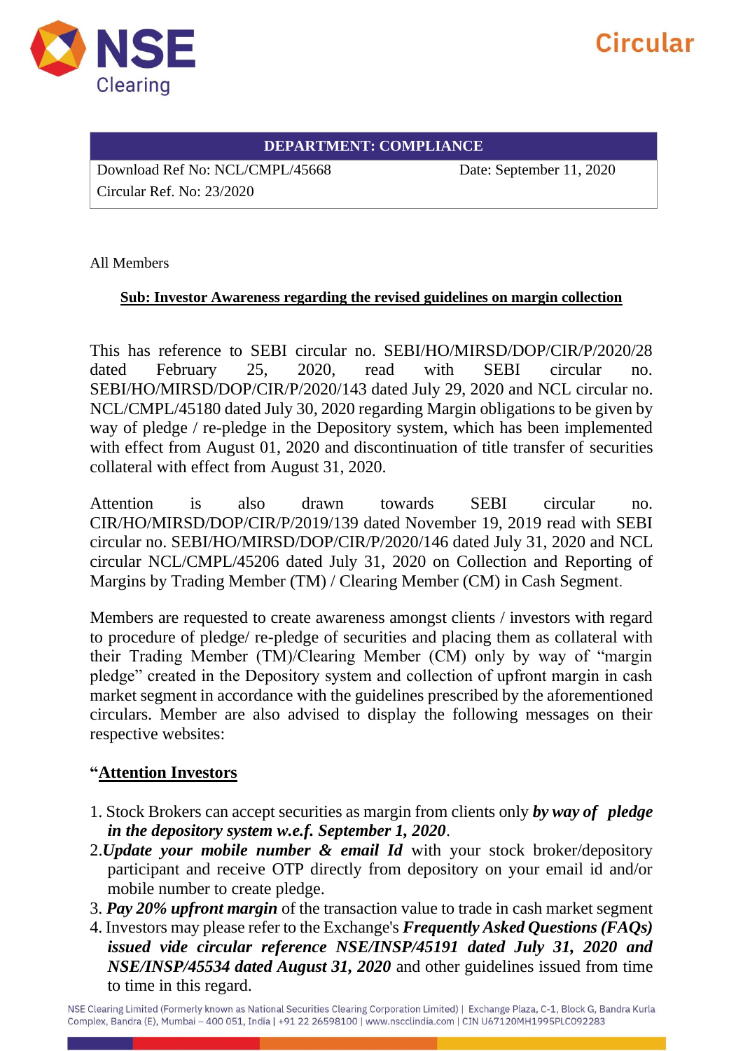**DEPARTMENT: COMPLIANCE**

| Download Ref No: NCL/CMPL/45668 | Date: September 11, 2020 |
|---|---|
| Circular Ref. No: 23/2020 | |

All Members

**Sub: Investor Awareness regarding the revised guidelines on margin collection**

This has reference to SEBI circular no. SEBI/HO/MIRSD/DOP/CIR/P/2020/28 dated February 25, 2020, read with SEBI circular no. SEBI/HO/MIRSD/DOP/CIR/P/2020/143 dated July 29, 2020 and NCL circular no. NCL/CMPL/45180 dated July 30, 2020 regarding Margin obligations to be given by way of pledge / re-pledge in the Depository system, which has been implemented with effect from August 01, 2020 and discontinuation of title transfer of securities collateral with effect from August 31, 2020.

Attention is also drawn towards SEBI circular no. CIR/HO/MIRSD/DOP/CIR/P/2019/139 dated November 19, 2019 read with SEBI circular no. SEBI/HO/MIRSD/DOP/CIR/P/2020/146 dated July 31, 2020 and NCL circular NCL/CMPL/45206 dated July 31, 2020 on Collection and Reporting of Margins by Trading Member (TM) / Clearing Member (CM) in Cash Segment.

Members are requested to create awareness amongst clients / investors with regard to procedure of pledge/ re-pledge of securities and placing them as collateral with their Trading Member (TM)/Clearing Member (CM) only by way of "margin pledge" created in the Depository system and collection of upfront margin in cash market segment in accordance with the guidelines prescribed by the aforementioned circulars. Member are also advised to display the following messages on their respective websites:

"**Attention Investors**

1. Stock Brokers can accept securities as margin from clients only ***by way of pledge in the depository system w.e.f. September 1, 2020***.
2. ***Update your mobile number & email Id*** with your stock broker/depository participant and receive OTP directly from depository on your email id and/or mobile number to create pledge.
3. ***Pay 20% upfront margin*** of the transaction value to trade in cash market segment
4. Investors may please refer to the Exchange's ***Frequently Asked Questions (FAQs) issued vide circular reference NSE/INSP/45191 dated July 31, 2020 and NSE/INSP/45534 dated August 31, 2020*** and other guidelines issued from time to time in this regard.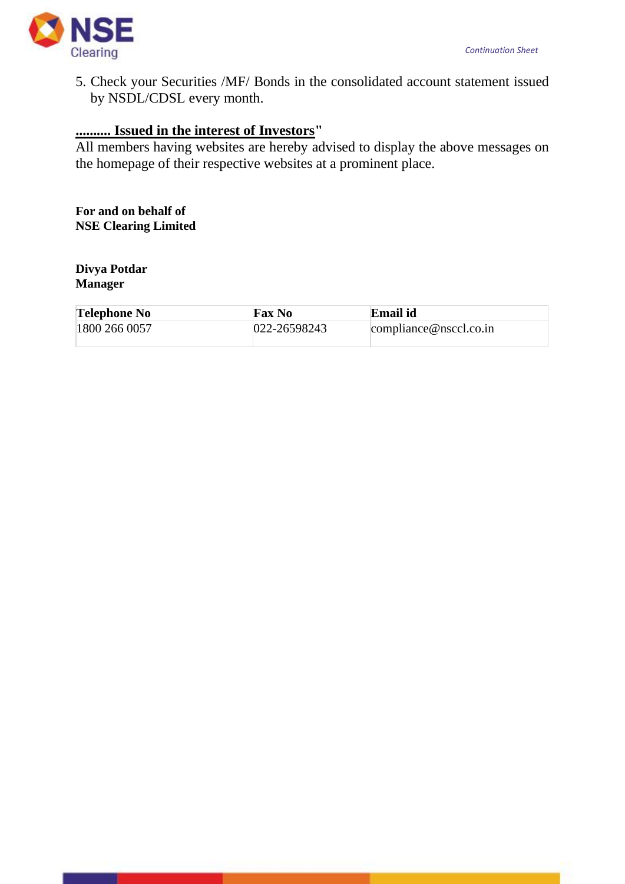5. Check your Securities /MF/ Bonds in the consolidated account statement issued by NSDL/CDSL every month.

**.......... Issued in the interest of Investors"**

All members having websites are hereby advised to display the above messages on the homepage of their respective websites at a prominent place.

**For and on behalf of**
**NSE Clearing Limited**

**Divya Potdar**
**Manager**

| Telephone No | Fax No | Email id |
|---|---|---|
| 1800 266 0057 | 022-26598243 | compliance@nsccl.co.in |